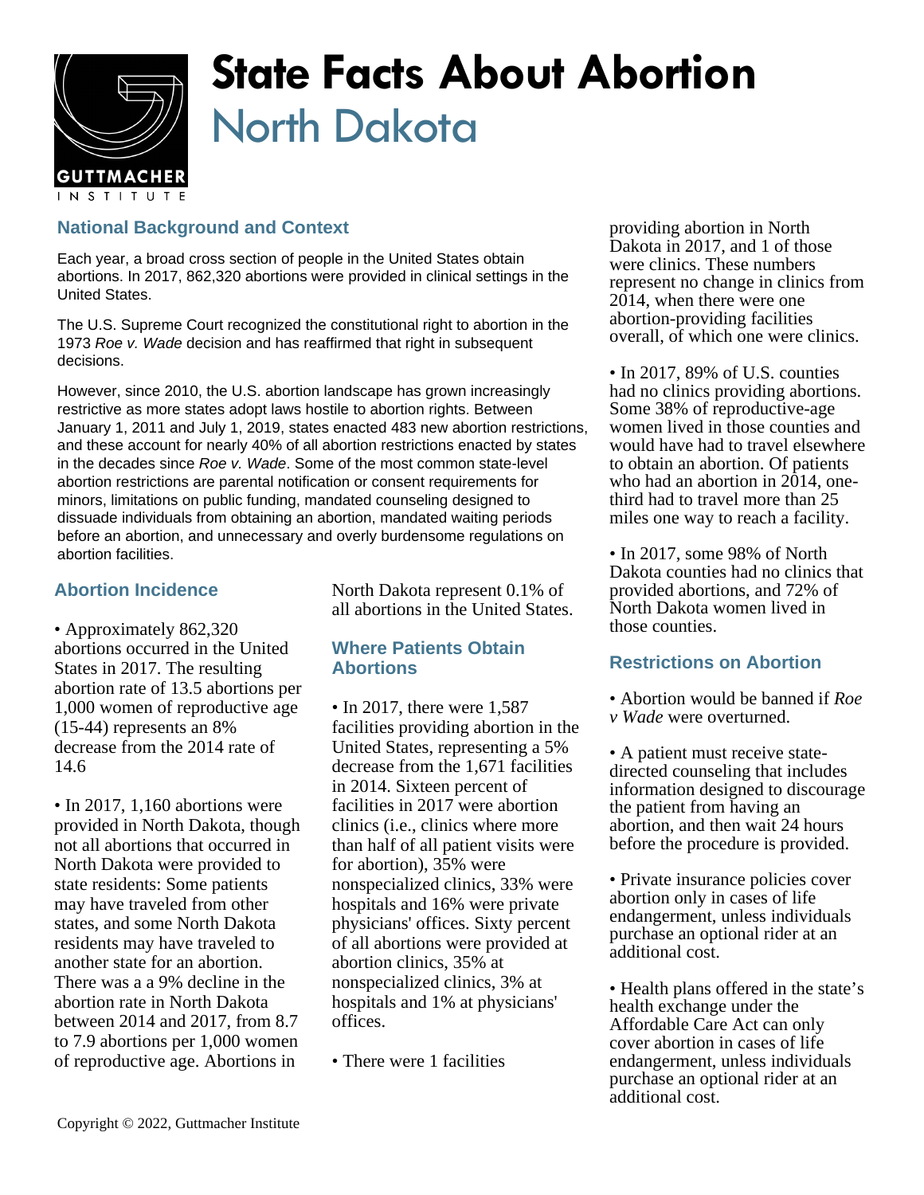# State Facts About Abortion

## North Dakota

### National Background and Context

Each year, a broad cross section of people in the United States obtain abortions. In 2017, 862,320 abortions were provided in clinical settings in the United States.

The U.S. Supreme Court recognized the constitutional right to abortion in the 1973 *Roe v. Wade* decision and has reaffirmed that right in subsequent decisions.

However, since 2010, the U.S. abortion landscape has grown increasingly restrictive as more states adopt laws hostile to abortion rights. Between January 1, 2011 and July 1, 2019, states enacted 483 new abortion restrictions, and these account for nearly 40% of all abortion restrictions enacted by states in the decades since *Roe v. Wade*. Some of the most common state-level abortion restrictions are parental notification or consent requirements for minors, limitations on public funding, mandated counseling designed to dissuade individuals from obtaining an abortion, mandated waiting periods before an abortion, and unnecessary and overly burdensome regulations on abortion facilities.

### Abortion Incidence

• Approximately 862,320 abortions occurred in the United States in 2017. The resulting abortion rate of 13.5 abortions per 1,000 women of reproductive age (15-44) represents an 8% decrease from the 2014 rate of 14.6

• In 2017, 1,160 abortions were provided in North Dakota, though not all abortions that occurred in North Dakota were provided to state residents: Some patients may have traveled from other states, and some North Dakota residents may have traveled to another state for an abortion. There was a a 9% decline in the abortion rate in North Dakota between 2014 and 2017, from 8.7 to 7.9 abortions per 1,000 women of reproductive age. Abortions in North Dakota represent 0.1% of all abortions in the United States.

### Where Patients Obtain Abortions

• In 2017, there were 1,587 facilities providing abortion in the United States, representing a 5% decrease from the 1,671 facilities in 2014. Sixteen percent of facilities in 2017 were abortion clinics (i.e., clinics where more than half of all patient visits were for abortion), 35% were nonspecialized clinics, 33% were hospitals and 16% were private physicians' offices. Sixty percent of all abortions were provided at abortion clinics, 35% at nonspecialized clinics, 3% at hospitals and 1% at physicians' offices.

• There were 1 facilities providing abortion in North Dakota in 2017, and 1 of those were clinics. These numbers represent no change in clinics from 2014, when there were one abortion-providing facilities overall, of which one were clinics.

• In 2017, 89% of U.S. counties had no clinics providing abortions. Some 38% of reproductive-age women lived in those counties and would have had to travel elsewhere to obtain an abortion. Of patients who had an abortion in 2014, one-third had to travel more than 25 miles one way to reach a facility.

• In 2017, some 98% of North Dakota counties had no clinics that provided abortions, and 72% of North Dakota women lived in those counties.

### Restrictions on Abortion

• Abortion would be banned if *Roe v Wade* were overturned.

• A patient must receive state-directed counseling that includes information designed to discourage the patient from having an abortion, and then wait 24 hours before the procedure is provided.

• Private insurance policies cover abortion only in cases of life endangerment, unless individuals purchase an optional rider at an additional cost.

• Health plans offered in the state's health exchange under the Affordable Care Act can only cover abortion in cases of life endangerment, unless individuals purchase an optional rider at an additional cost.

Copyright © 2022, Guttmacher Institute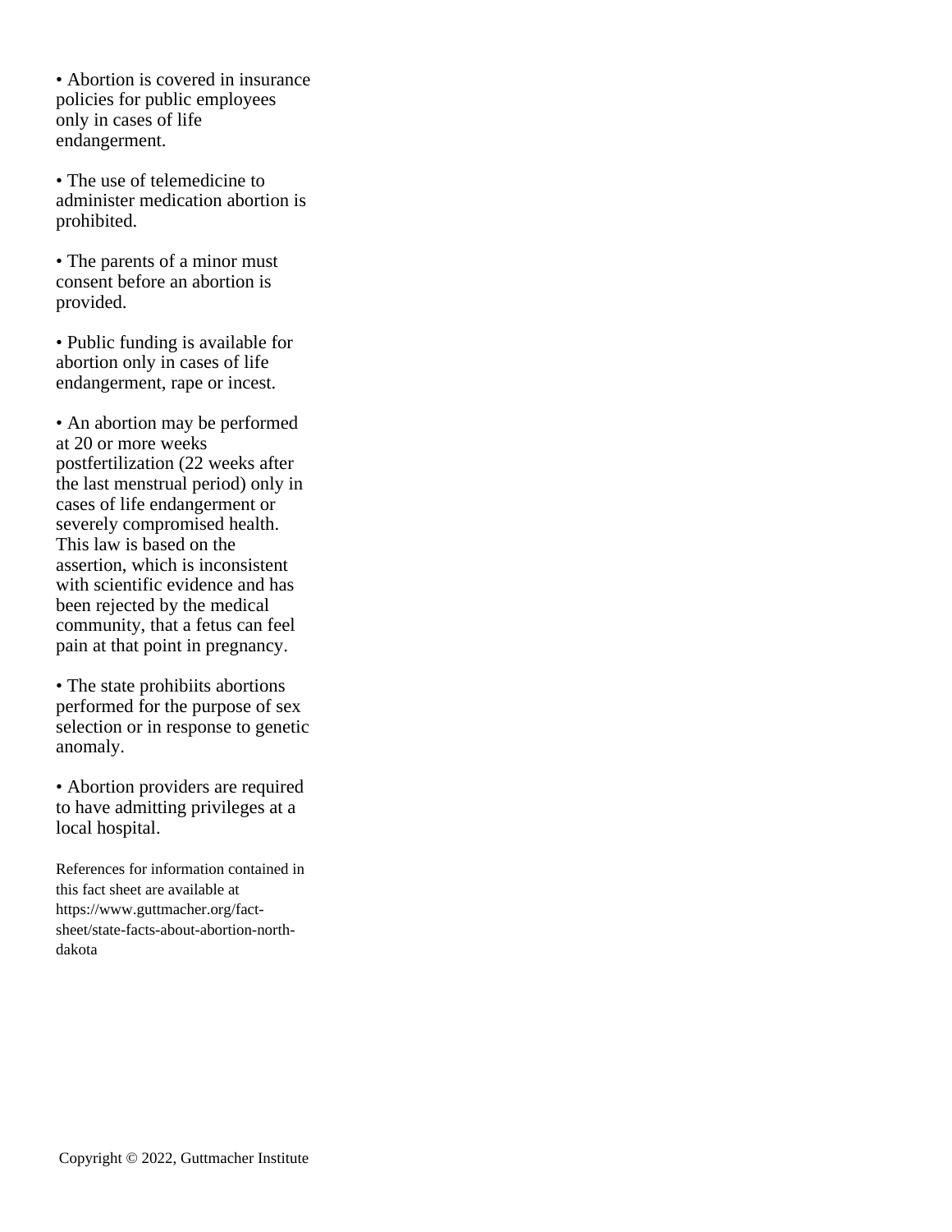- Abortion is covered in insurance policies for public employees only in cases of life endangerment.

- The use of telemedicine to administer medication abortion is prohibited.

- The parents of a minor must consent before an abortion is provided.

- Public funding is available for abortion only in cases of life endangerment, rape or incest.

- An abortion may be performed at 20 or more weeks postfertilization (22 weeks after the last menstrual period) only in cases of life endangerment or severely compromised health. This law is based on the assertion, which is inconsistent with scientific evidence and has been rejected by the medical community, that a fetus can feel pain at that point in pregnancy.

- The state prohibiits abortions performed for the purpose of sex selection or in response to genetic anomaly.

- Abortion providers are required to have admitting privileges at a local hospital.

References for information contained in this fact sheet are available at https://www.guttmacher.org/fact-sheet/state-facts-about-abortion-north-dakota

Copyright © 2022, Guttmacher Institute